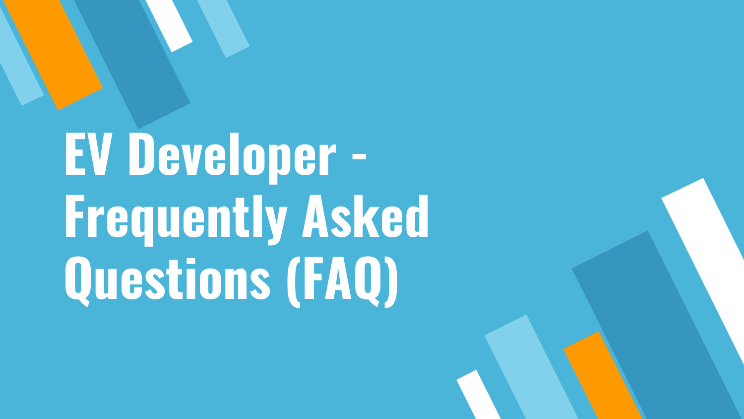# EV Developer - Frequently Asked Questions (FAQ)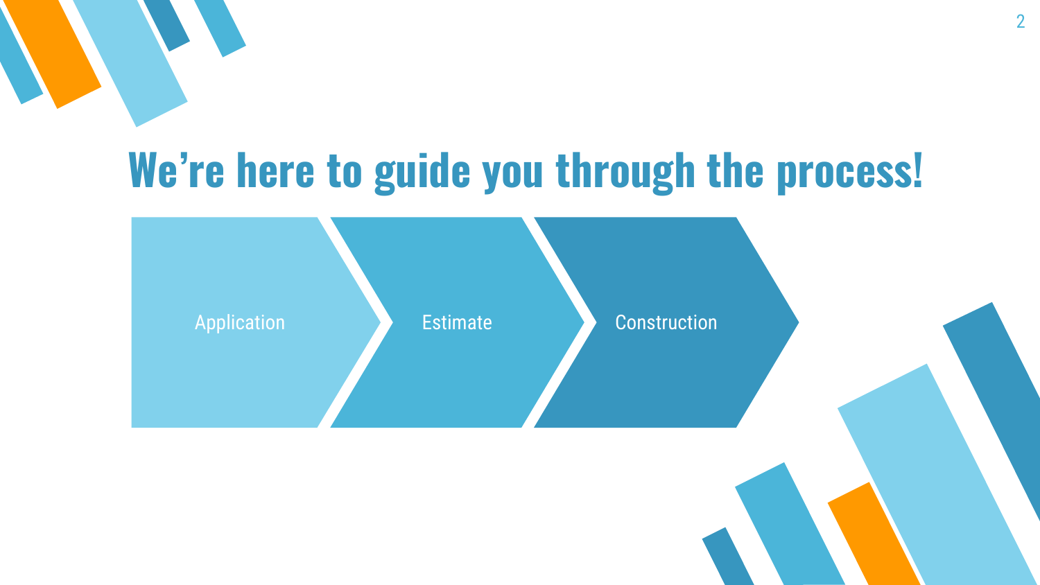# We're here to guide you through the process!

Application → Estimate → Construction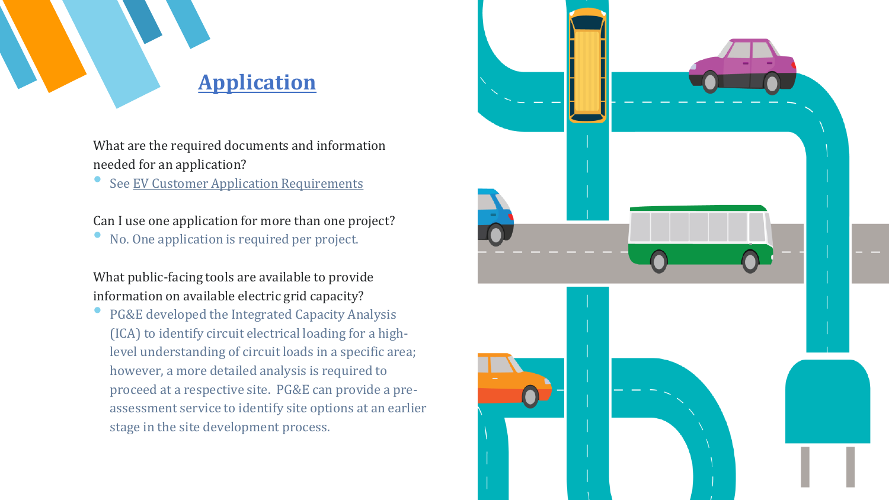# Application

What are the required documents and information needed for an application?

- See EV Customer Application Requirements

Can I use one application for more than one project?

- No. One application is required per project.

What public-facing tools are available to provide information on available electric grid capacity?

- PG&E developed the Integrated Capacity Analysis (ICA) to identify circuit electrical loading for a high-level understanding of circuit loads in a specific area; however, a more detailed analysis is required to proceed at a respective site. PG&E can provide a pre-assessment service to identify site options at an earlier stage in the site development process.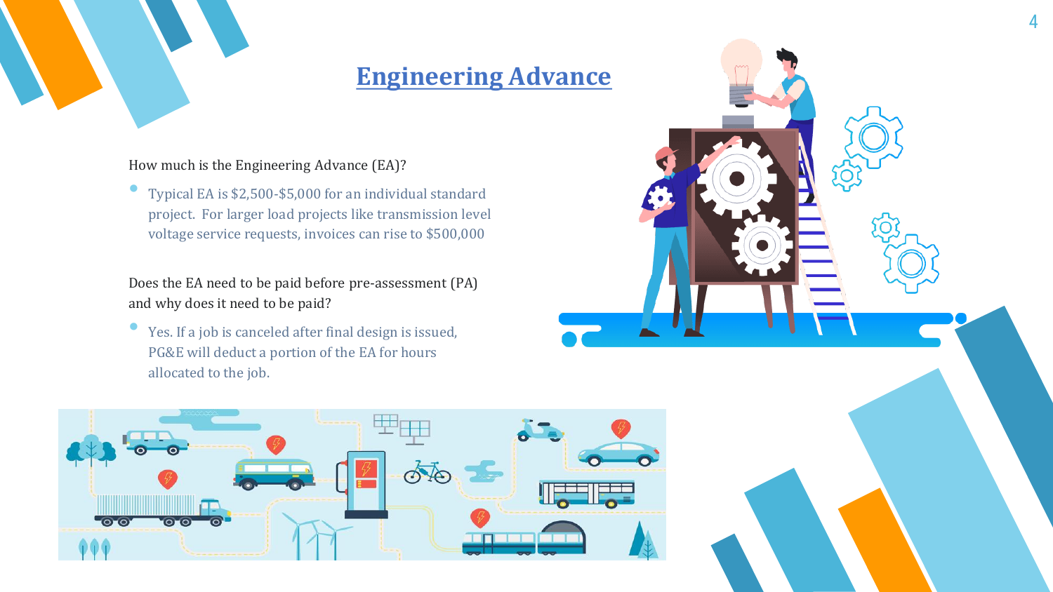# Engineering Advance

How much is the Engineering Advance (EA)?

- Typical EA is $2,500-$5,000 for an individual standard project. For larger load projects like transmission level voltage service requests, invoices can rise to $500,000

Does the EA need to be paid before pre-assessment (PA) and why does it need to be paid?

- Yes. If a job is canceled after final design is issued, PG&E will deduct a portion of the EA for hours allocated to the job.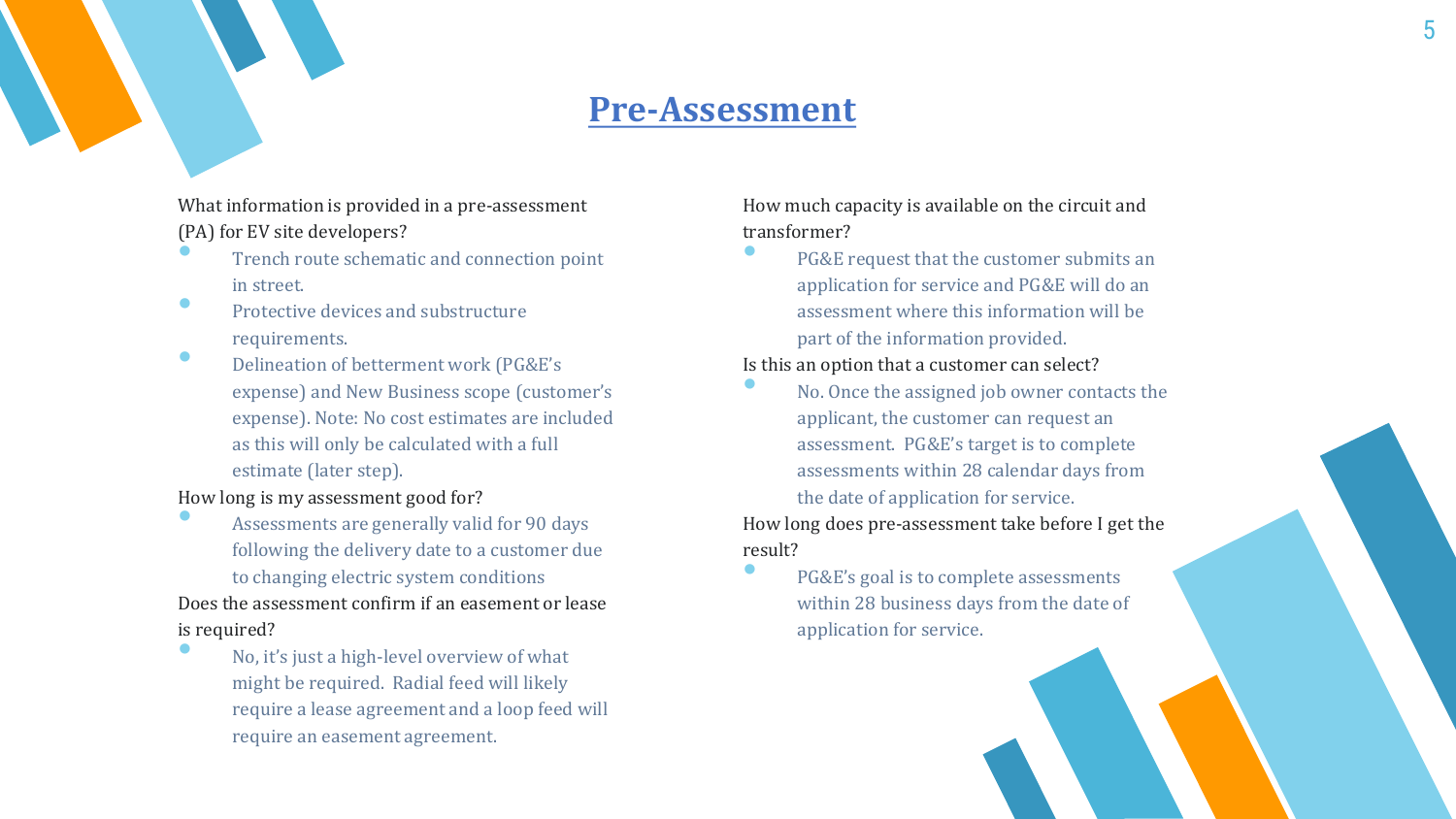# Pre-Assessment

What information is provided in a pre-assessment (PA) for EV site developers?

- Trench route schematic and connection point in street.
- Protective devices and substructure requirements.
- Delineation of betterment work (PG&E's expense) and New Business scope (customer's expense). Note: No cost estimates are included as this will only be calculated with a full estimate (later step).

How long is my assessment good for?

- Assessments are generally valid for 90 days following the delivery date to a customer due to changing electric system conditions

Does the assessment confirm if an easement or lease is required?

- No, it's just a high-level overview of what might be required. Radial feed will likely require a lease agreement and a loop feed will require an easement agreement.

How much capacity is available on the circuit and transformer?

- PG&E request that the customer submits an application for service and PG&E will do an assessment where this information will be part of the information provided.

Is this an option that a customer can select?

- No. Once the assigned job owner contacts the applicant, the customer can request an assessment. PG&E's target is to complete assessments within 28 calendar days from the date of application for service.

How long does pre-assessment take before I get the result?

- PG&E's goal is to complete assessments within 28 business days from the date of application for service.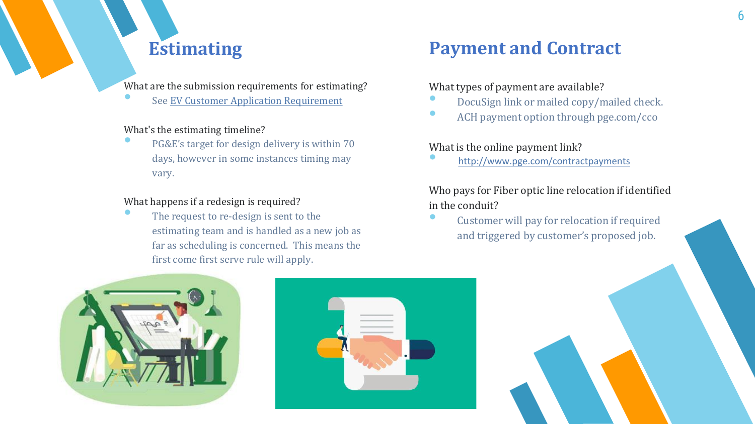## Estimating

What are the submission requirements for estimating?

- See [EV Customer Application Requirement]

What's the estimating timeline?

- PG&E's target for design delivery is within 70 days, however in some instances timing may vary.

What happens if a redesign is required?

- The request to re-design is sent to the estimating team and is handled as a new job as far as scheduling is concerned. This means the first come first serve rule will apply.

## Payment and Contract

What types of payment are available?

- DocuSign link or mailed copy/mailed check.
- ACH payment option through pge.com/cco

What is the online payment link?

- http://www.pge.com/contractpayments

Who pays for Fiber optic line relocation if identified in the conduit?

- Customer will pay for relocation if required and triggered by customer's proposed job.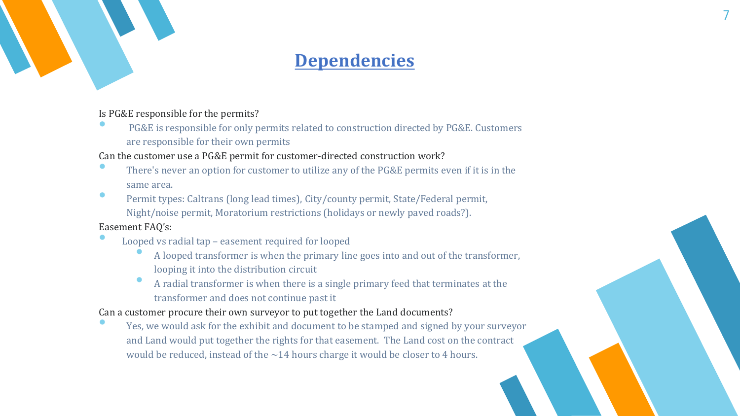# Dependencies

Is PG&E responsible for the permits?

- PG&E is responsible for only permits related to construction directed by PG&E. Customers are responsible for their own permits

Can the customer use a PG&E permit for customer-directed construction work?

- There's never an option for customer to utilize any of the PG&E permits even if it is in the same area.
- Permit types: Caltrans (long lead times), City/county permit, State/Federal permit, Night/noise permit, Moratorium restrictions (holidays or newly paved roads?).

Easement FAQ's:

- Looped vs radial tap – easement required for looped
  - A looped transformer is when the primary line goes into and out of the transformer, looping it into the distribution circuit
  - A radial transformer is when there is a single primary feed that terminates at the transformer and does not continue past it

Can a customer procure their own surveyor to put together the Land documents?

- Yes, we would ask for the exhibit and document to be stamped and signed by your surveyor and Land would put together the rights for that easement. The Land cost on the contract would be reduced, instead of the ~14 hours charge it would be closer to 4 hours.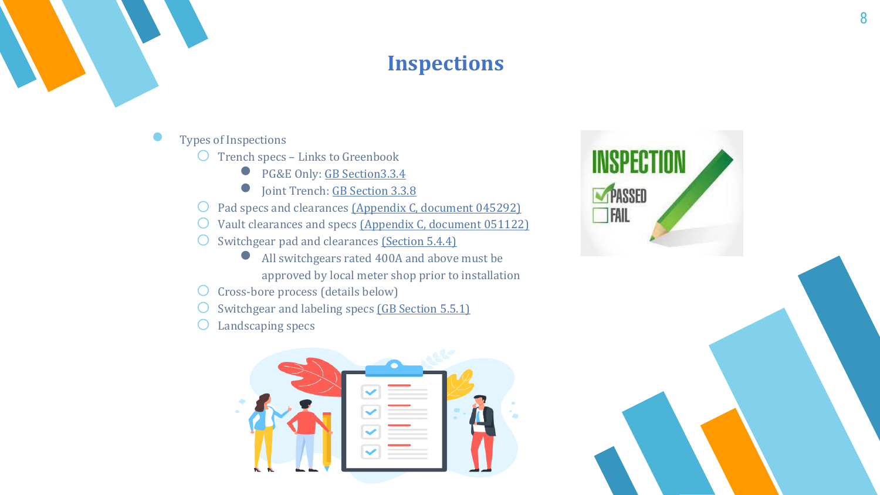# Inspections

- Types of Inspections
  - Trench specs – Links to Greenbook
    - PG&E Only: GB Section3.3.4
    - Joint Trench: GB Section 3.3.8
  - Pad specs and clearances (Appendix C, document 045292)
  - Vault clearances and specs (Appendix C, document 051122)
  - Switchgear pad and clearances (Section 5.4.4)
    - All switchgears rated 400A and above must be approved by local meter shop prior to installation
  - Cross-bore process (details below)
  - Switchgear and labeling specs (GB Section 5.5.1)
  - Landscaping specs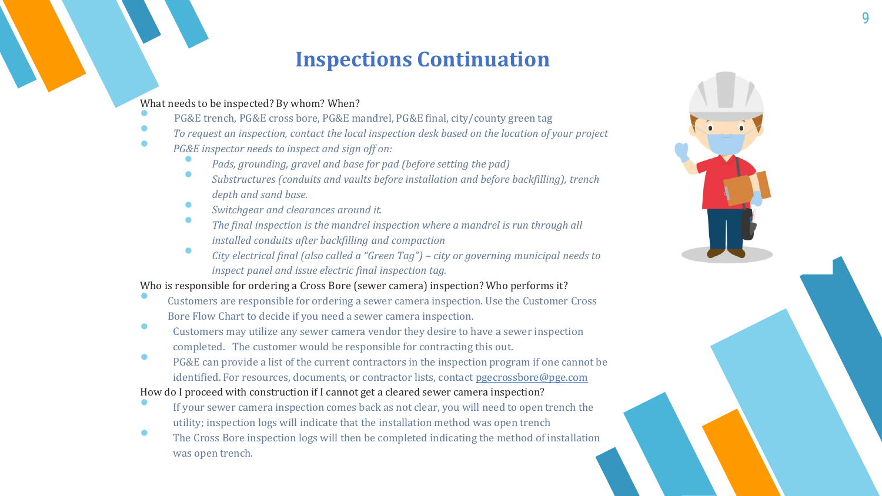# Inspections Continuation

What needs to be inspected? By whom? When?

- PG&E trench, PG&E cross bore, PG&E mandrel, PG&E final, city/county green tag
- *To request an inspection, contact the local inspection desk based on the location of your project*
- *PG&E inspector needs to inspect and sign off on:*
  - *Pads, grounding, gravel and base for pad (before setting the pad)*
  - *Substructures (conduits and vaults before installation and before backfilling), trench depth and sand base.*
  - *Switchgear and clearances around it.*
  - *The final inspection is the mandrel inspection where a mandrel is run through all installed conduits after backfilling and compaction*
  - *City electrical final (also called a "Green Tag") – city or governing municipal needs to inspect panel and issue electric final inspection tag.*

Who is responsible for ordering a Cross Bore (sewer camera) inspection? Who performs it?

- Customers are responsible for ordering a sewer camera inspection. Use the Customer Cross Bore Flow Chart to decide if you need a sewer camera inspection.
- Customers may utilize any sewer camera vendor they desire to have a sewer inspection completed. The customer would be responsible for contracting this out.
- PG&E can provide a list of the current contractors in the inspection program if one cannot be identified. For resources, documents, or contractor lists, contact pgecrossbore@pge.com

How do I proceed with construction if I cannot get a cleared sewer camera inspection?

- If your sewer camera inspection comes back as not clear, you will need to open trench the utility; inspection logs will indicate that the installation method was open trench
- The Cross Bore inspection logs will then be completed indicating the method of installation was open trench.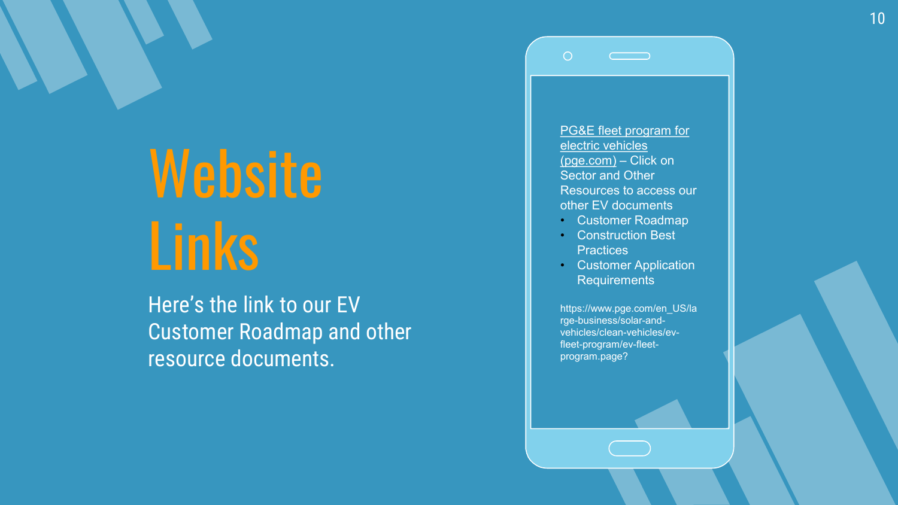# Website Links

Here's the link to our EV Customer Roadmap and other resource documents.

[PG&E fleet program for electric vehicles (pge.com)](https://www.pge.com/en_US/large-business/solar-and-vehicles/clean-vehicles/ev-fleet-program/ev-fleet-program.page?) – Click on Sector and Other Resources to access our other EV documents

- Customer Roadmap
- Construction Best Practices
- Customer Application Requirements

https://www.pge.com/en_US/large-business/solar-and-vehicles/clean-vehicles/ev-fleet-program/ev-fleet-program.page?